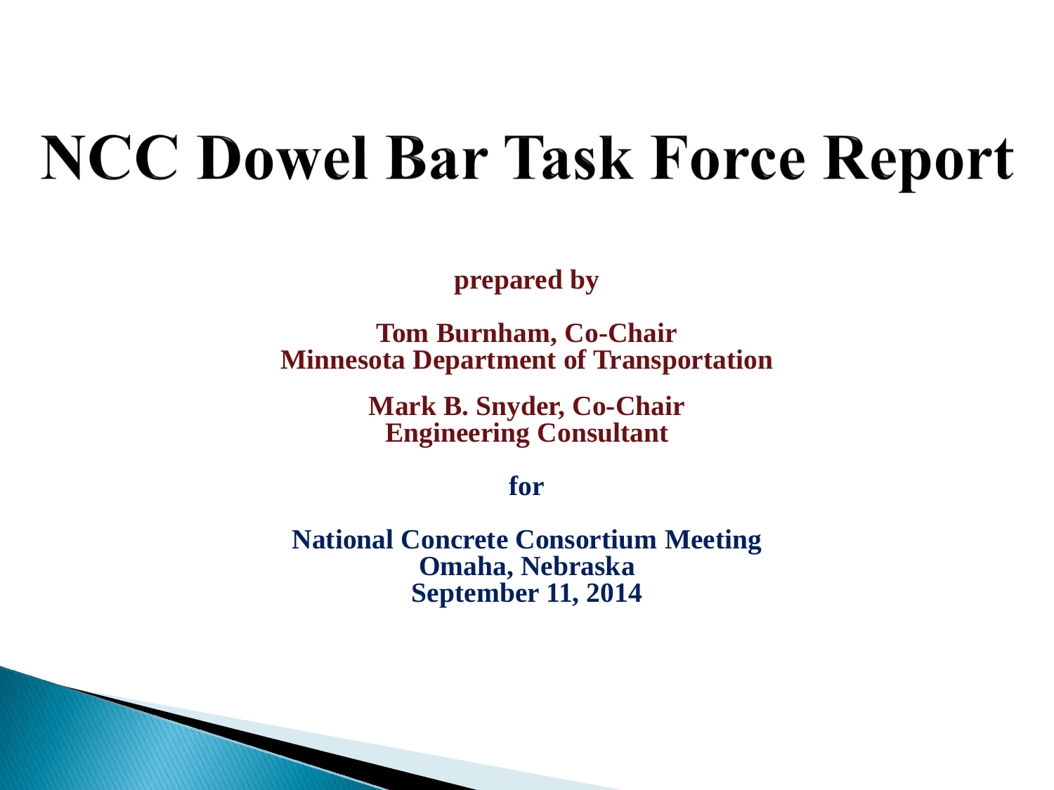# NCC Dowel Bar Task Force Report

**prepared by**

**Tom Burnham, Co-Chair**
**Minnesota Department of Transportation**

**Mark B. Snyder, Co-Chair**
**Engineering Consultant**

**for**

**National Concrete Consortium Meeting**
**Omaha, Nebraska**
**September 11, 2014**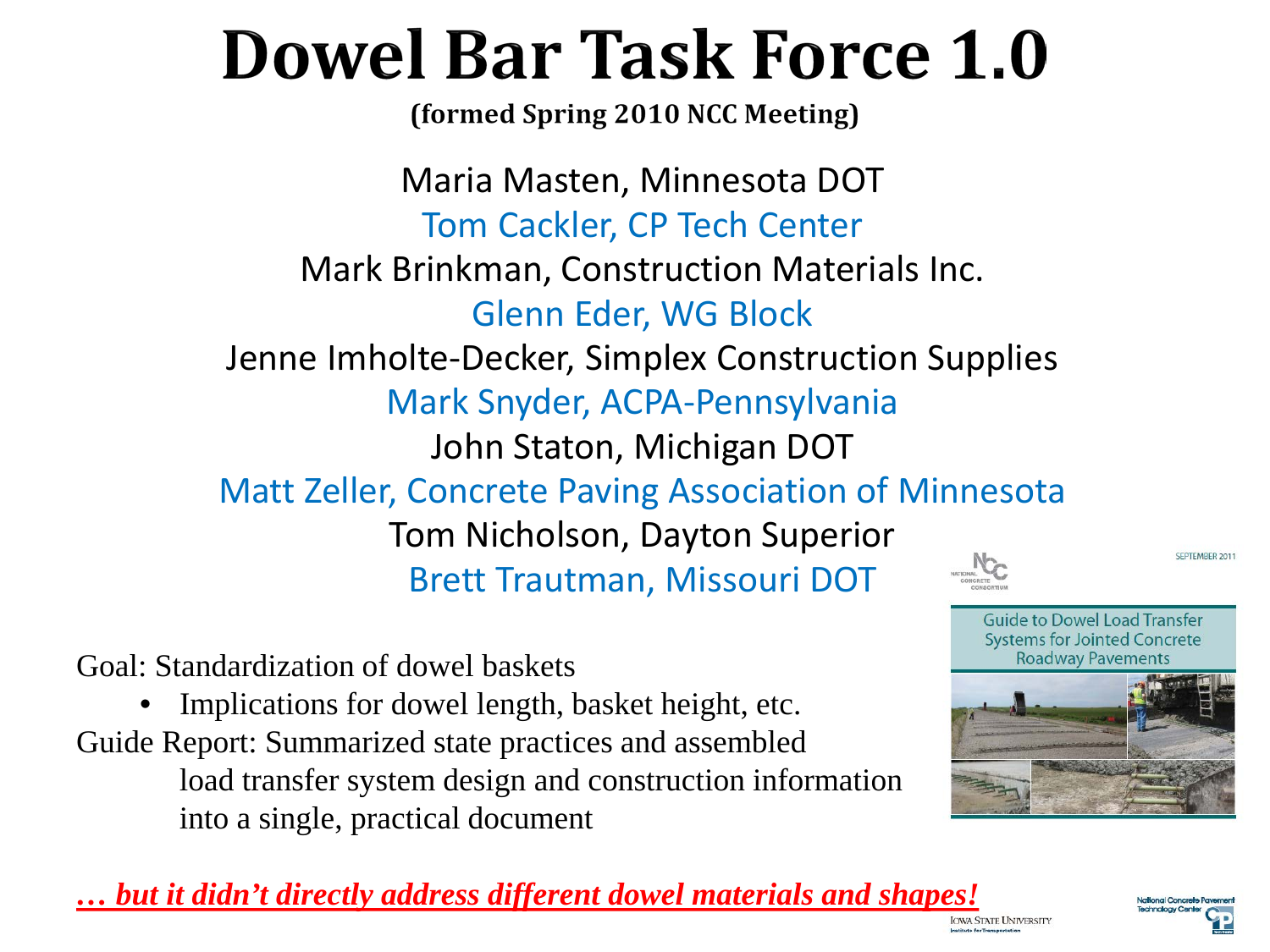# Dowel Bar Task Force 1.0

**(formed Spring 2010 NCC Meeting)**

Maria Masten, Minnesota DOT
Tom Cackler, CP Tech Center
Mark Brinkman, Construction Materials Inc.
Glenn Eder, WG Block
Jenne Imholte-Decker, Simplex Construction Supplies
Mark Snyder, ACPA-Pennsylvania
John Staton, Michigan DOT
Matt Zeller, Concrete Paving Association of Minnesota
Tom Nicholson, Dayton Superior
Brett Trautman, Missouri DOT

Goal: Standardization of dowel baskets

- Implications for dowel length, basket height, etc.

Guide Report: Summarized state practices and assembled load transfer system design and construction information into a single, practical document

SEPTEMBER 2011

Guide to Dowel Load Transfer Systems for Jointed Concrete Roadway Pavements

***… but it didn't directly address different dowel materials and shapes!***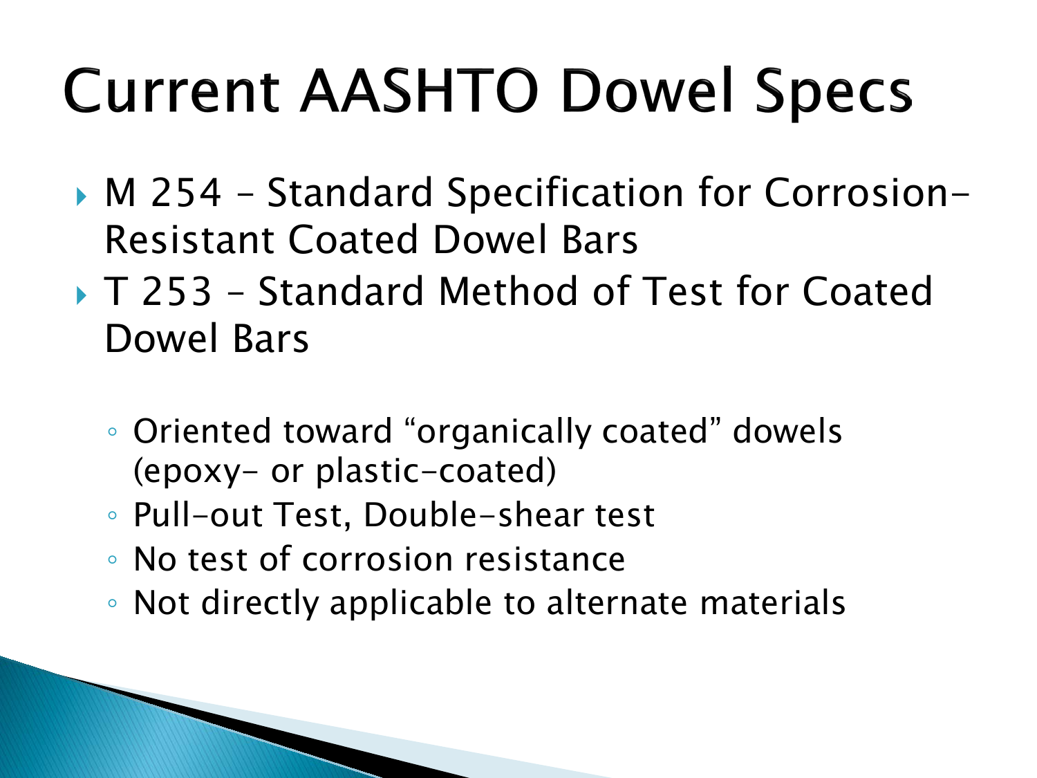# Current AASHTO Dowel Specs

- M 254 – Standard Specification for Corrosion-Resistant Coated Dowel Bars
- T 253 – Standard Method of Test for Coated Dowel Bars
  - Oriented toward "organically coated" dowels (epoxy- or plastic-coated)
  - Pull-out Test, Double-shear test
  - No test of corrosion resistance
  - Not directly applicable to alternate materials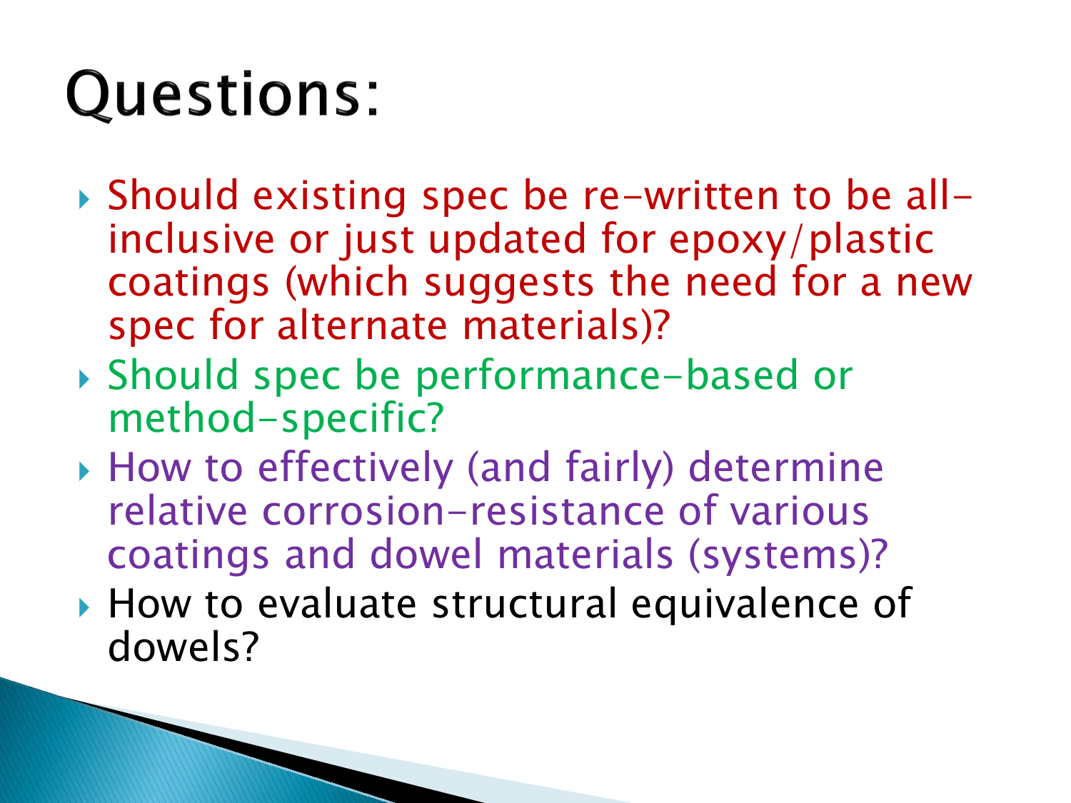# Questions:

- Should existing spec be re-written to be all-inclusive or just updated for epoxy/plastic coatings (which suggests the need for a new spec for alternate materials)?
- Should spec be performance-based or method-specific?
- How to effectively (and fairly) determine relative corrosion-resistance of various coatings and dowel materials (systems)?
- How to evaluate structural equivalence of dowels?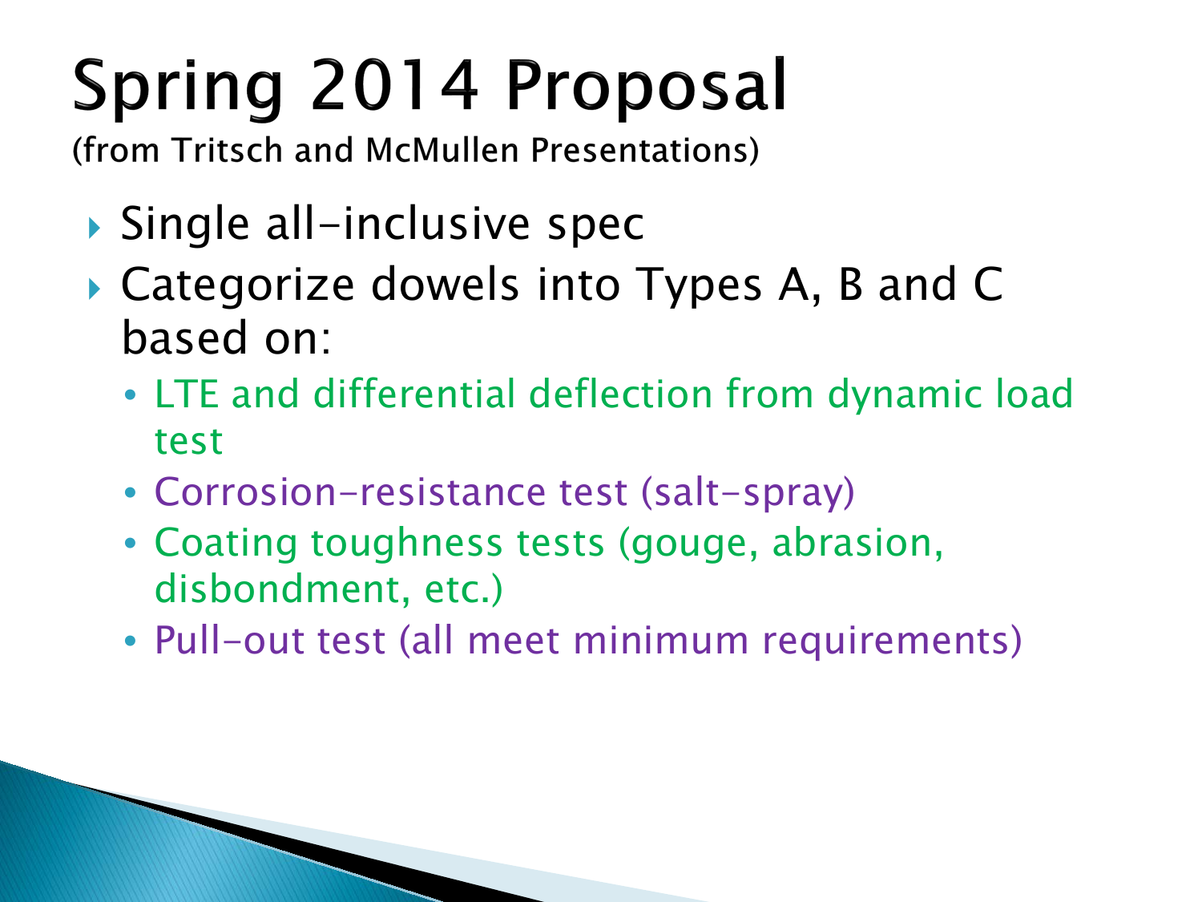# Spring 2014 Proposal

(from Tritsch and McMullen Presentations)

- Single all-inclusive spec
- Categorize dowels into Types A, B and C based on:
  - LTE and differential deflection from dynamic load test
  - Corrosion-resistance test (salt-spray)
  - Coating toughness tests (gouge, abrasion, disbondment, etc.)
  - Pull-out test (all meet minimum requirements)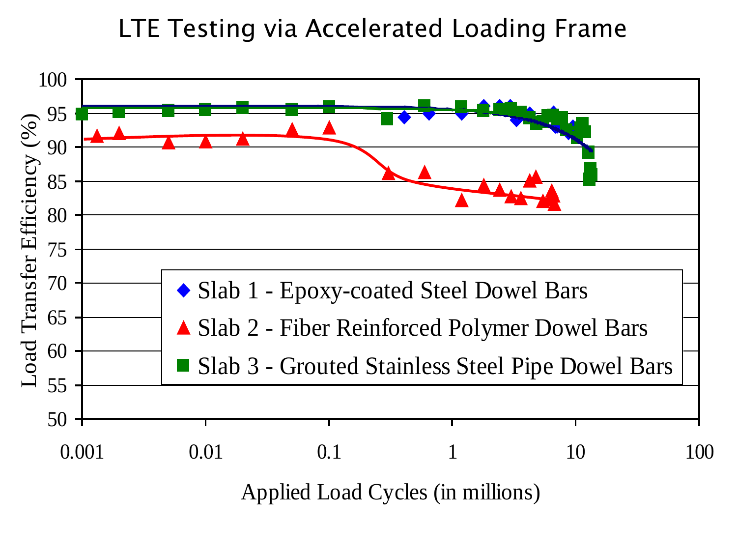LTE Testing via Accelerated Loading Frame

Load Transfer Efficiency (%)

Applied Load Cycles (in millions)

- Slab 1 - Epoxy-coated Steel Dowel Bars
- Slab 2 - Fiber Reinforced Polymer Dowel Bars
- Slab 3 - Grouted Stainless Steel Pipe Dowel Bars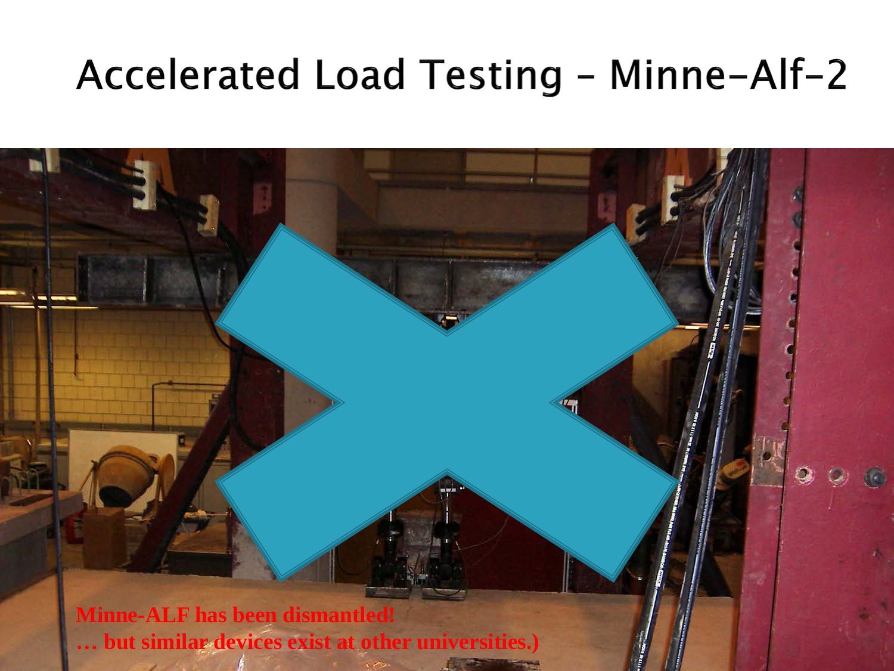# Accelerated Load Testing – Minne-Alf-2

**Minne-ALF has been dismantled!**

**… but similar devices exist at other universities.)**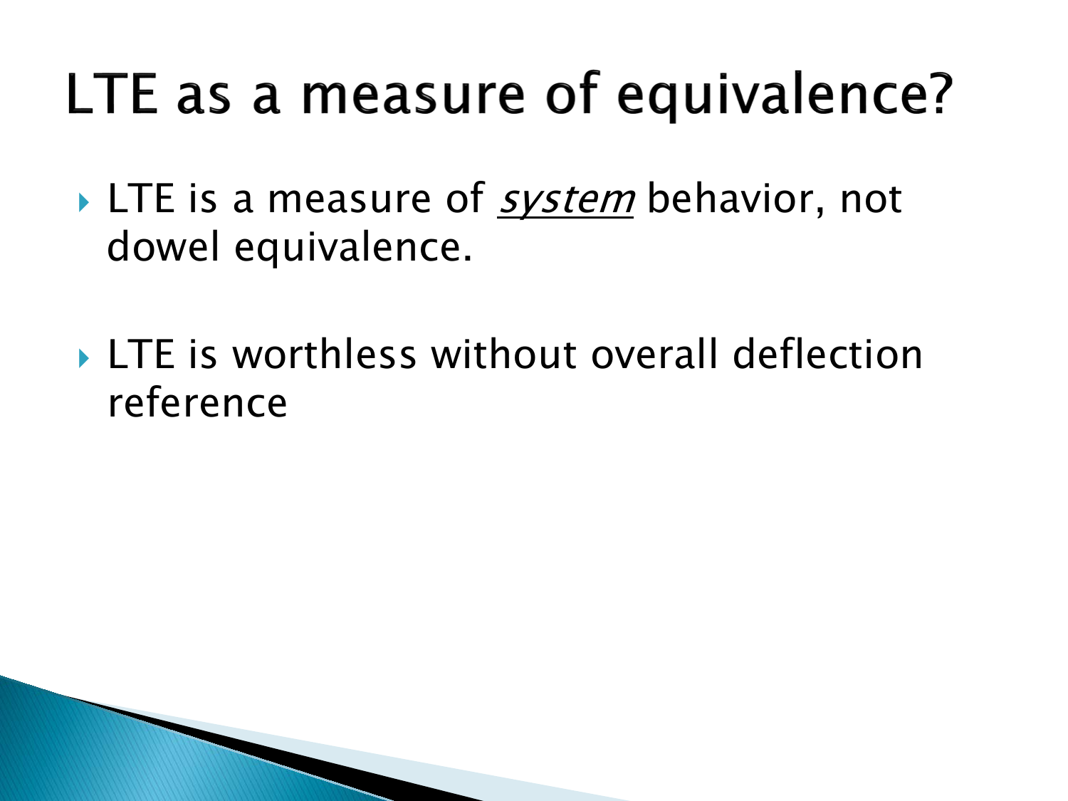# LTE as a measure of equivalence?

- LTE is a measure of ***system*** behavior, not dowel equivalence.
- LTE is worthless without overall deflection reference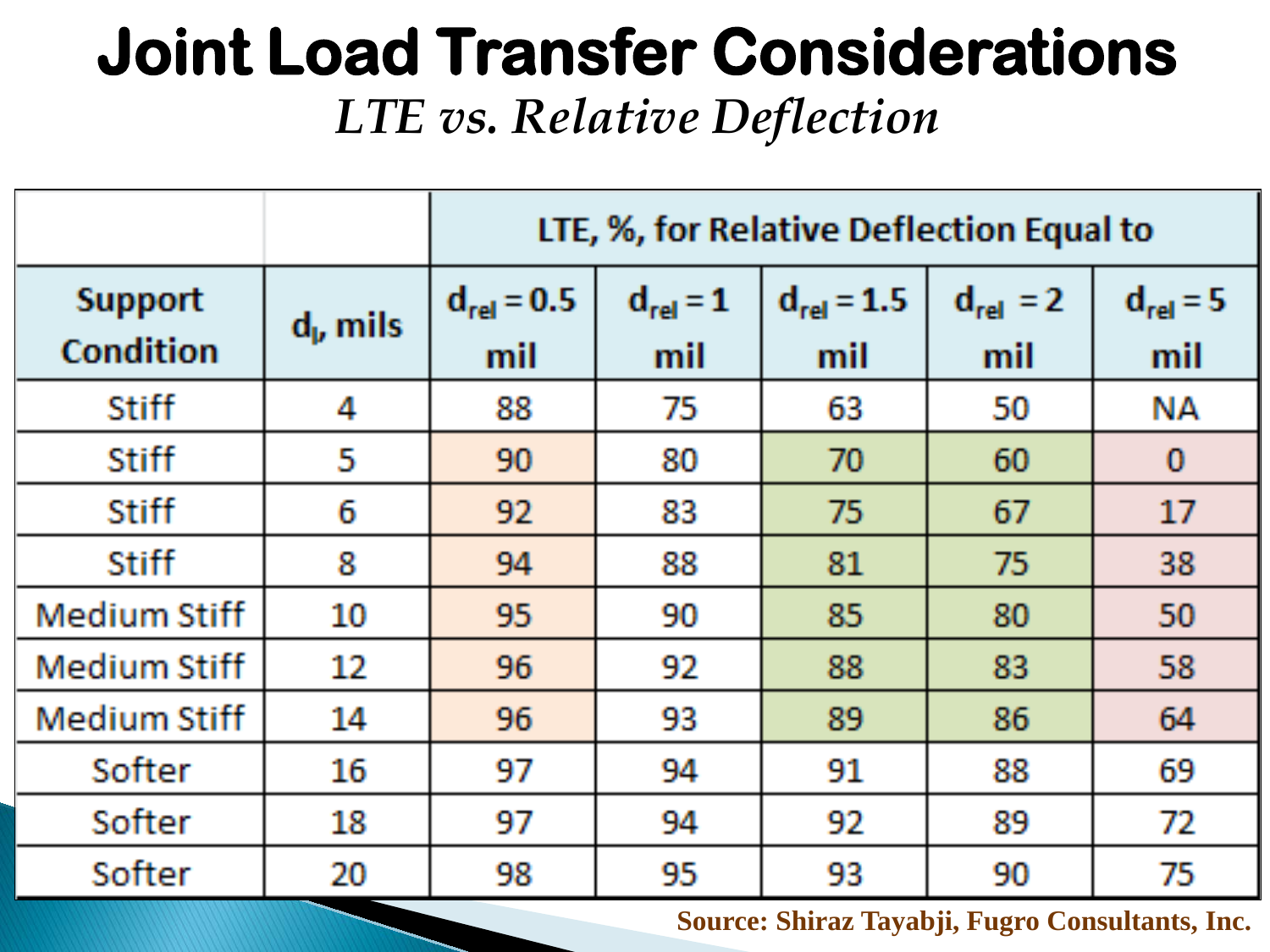# Joint Load Transfer Considerations

*LTE vs. Relative Deflection*

| | | LTE, %, for Relative Deflection Equal to | | | | |
|---|---|---|---|---|---|---|
| Support Condition | $d_l$, mils | $d_{rel} = 0.5$ mil | $d_{rel} = 1$ mil | $d_{rel} = 1.5$ mil | $d_{rel} = 2$ mil | $d_{rel} = 5$ mil |
| Stiff | 4 | 88 | 75 | 63 | 50 | NA |
| Stiff | 5 | 90 | 80 | 70 | 60 | 0 |
| Stiff | 6 | 92 | 83 | 75 | 67 | 17 |
| Stiff | 8 | 94 | 88 | 81 | 75 | 38 |
| Medium Stiff | 10 | 95 | 90 | 85 | 80 | 50 |
| Medium Stiff | 12 | 96 | 92 | 88 | 83 | 58 |
| Medium Stiff | 14 | 96 | 93 | 89 | 86 | 64 |
| Softer | 16 | 97 | 94 | 91 | 88 | 69 |
| Softer | 18 | 97 | 94 | 92 | 89 | 72 |
| Softer | 20 | 98 | 95 | 93 | 90 | 75 |

**Source: Shiraz Tayabji, Fugro Consultants, Inc.**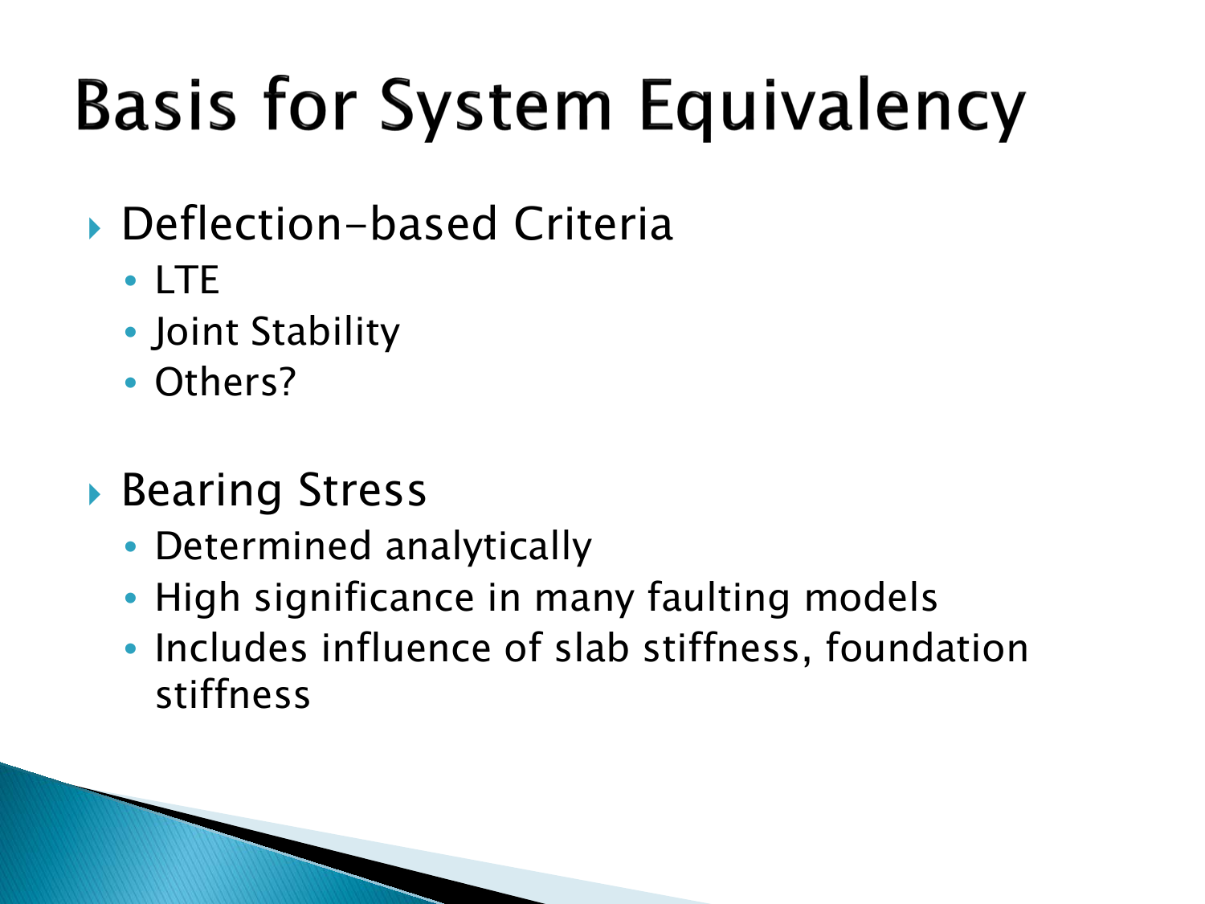# Basis for System Equivalency

- Deflection-based Criteria
  - LTE
  - Joint Stability
  - Others?

- Bearing Stress
  - Determined analytically
  - High significance in many faulting models
  - Includes influence of slab stiffness, foundation stiffness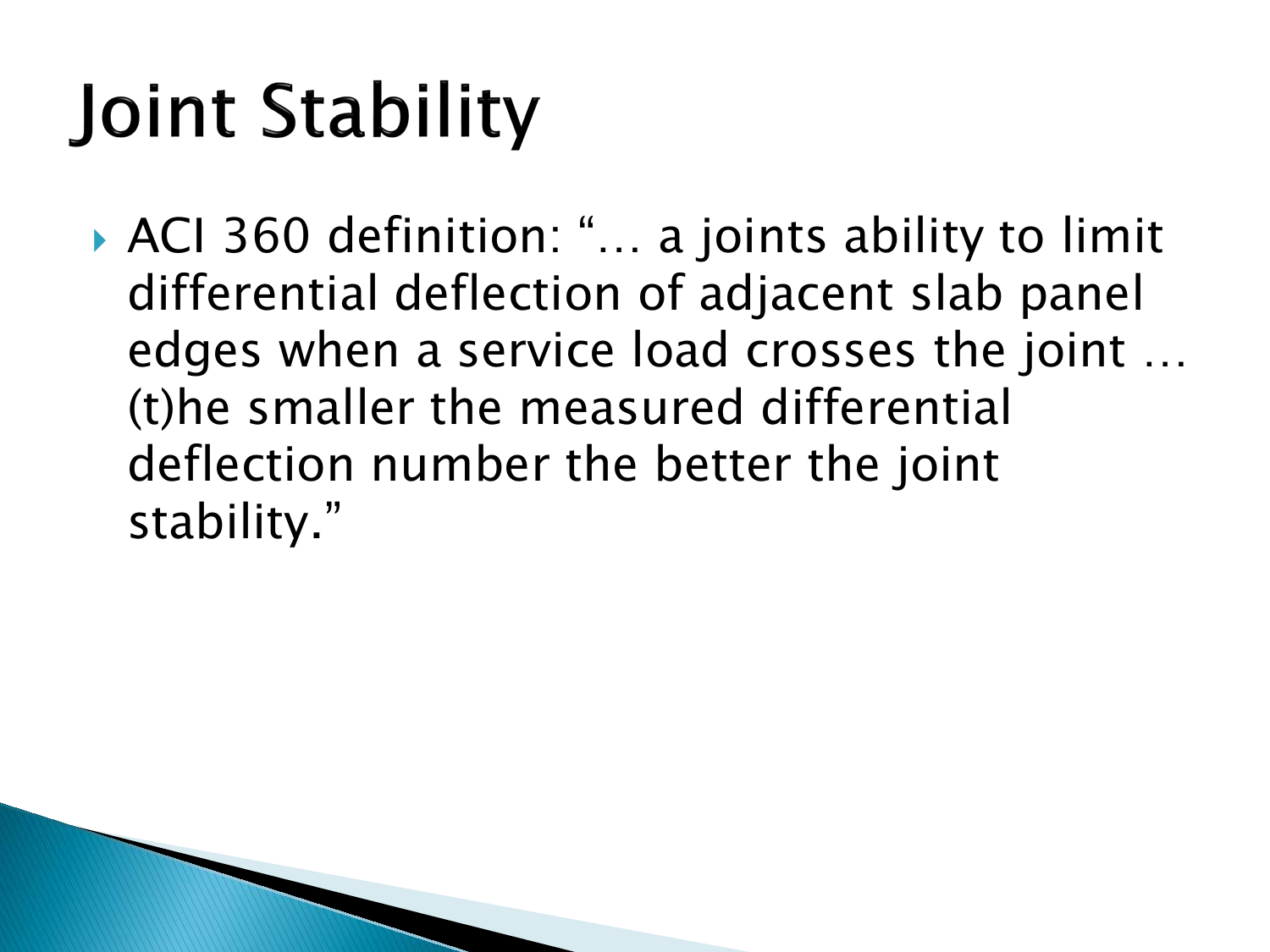# Joint Stability

- ACI 360 definition: "… a joints ability to limit differential deflection of adjacent slab panel edges when a service load crosses the joint … (t)he smaller the measured differential deflection number the better the joint stability."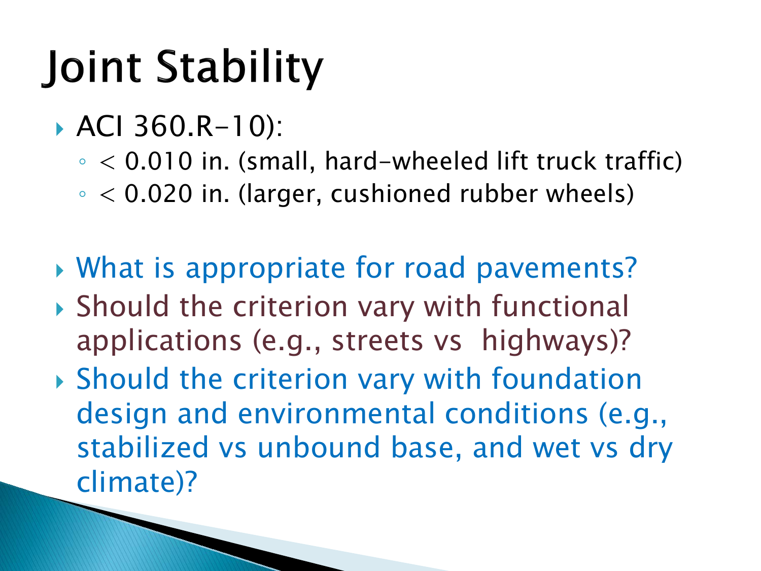# Joint Stability

- ACI 360.R-10):
  - < 0.010 in. (small, hard-wheeled lift truck traffic)
  - < 0.020 in. (larger, cushioned rubber wheels)

- What is appropriate for road pavements?
- Should the criterion vary with functional applications (e.g., streets vs highways)?
- Should the criterion vary with foundation design and environmental conditions (e.g., stabilized vs unbound base, and wet vs dry climate)?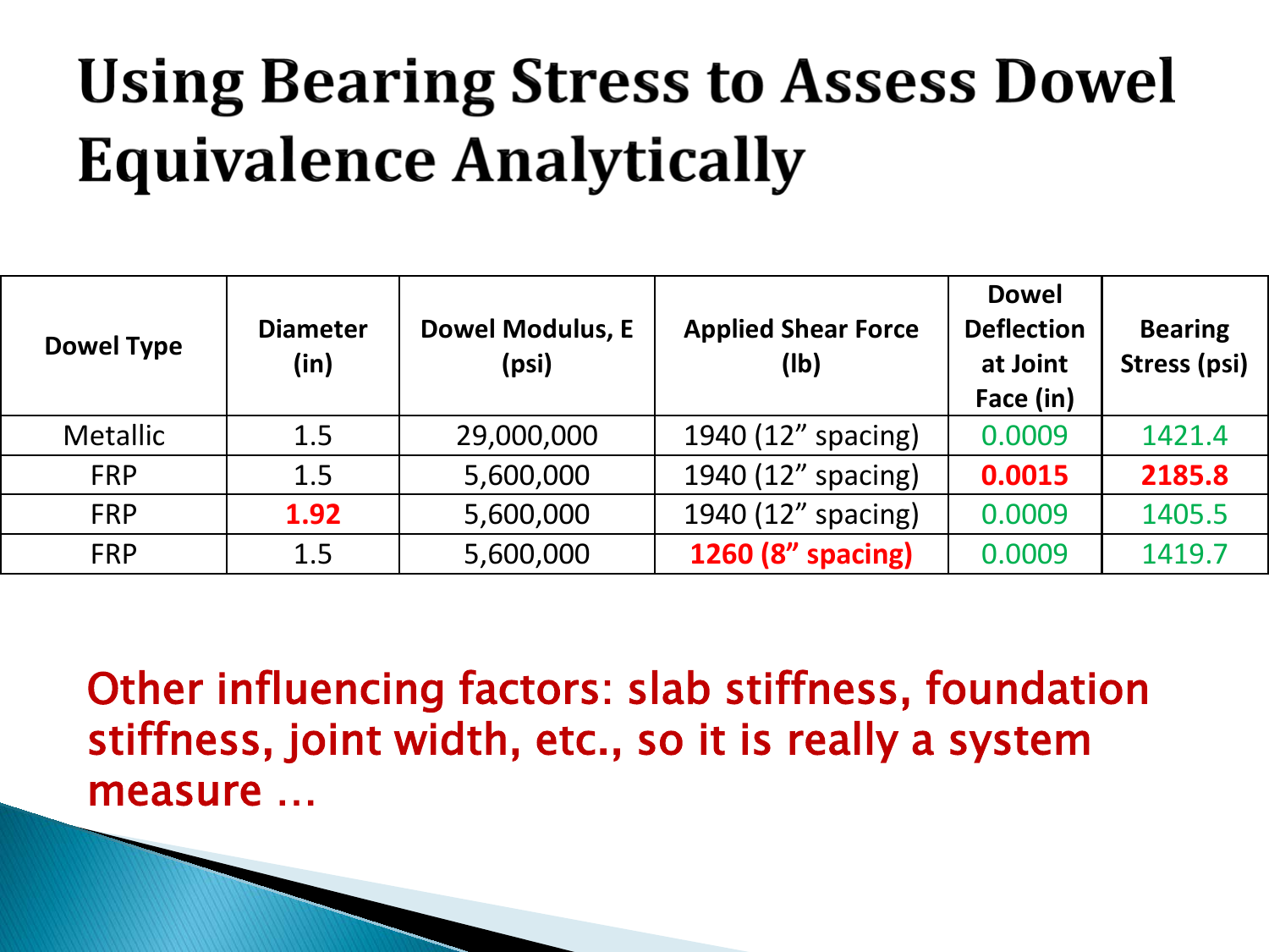# Using Bearing Stress to Assess Dowel Equivalence Analytically

| Dowel Type | Diameter (in) | Dowel Modulus, E (psi) | Applied Shear Force (lb) | Dowel Deflection at Joint Face (in) | Bearing Stress (psi) |
|---|---|---|---|---|---|
| Metallic | 1.5 | 29,000,000 | 1940 (12” spacing) | 0.0009 | 1421.4 |
| FRP | 1.5 | 5,600,000 | 1940 (12” spacing) | **0.0015** | **2185.8** |
| FRP | **1.92** | 5,600,000 | 1940 (12” spacing) | 0.0009 | 1405.5 |
| FRP | 1.5 | 5,600,000 | **1260 (8” spacing)** | 0.0009 | 1419.7 |

Other influencing factors: slab stiffness, foundation stiffness, joint width, etc., so it is really a system measure …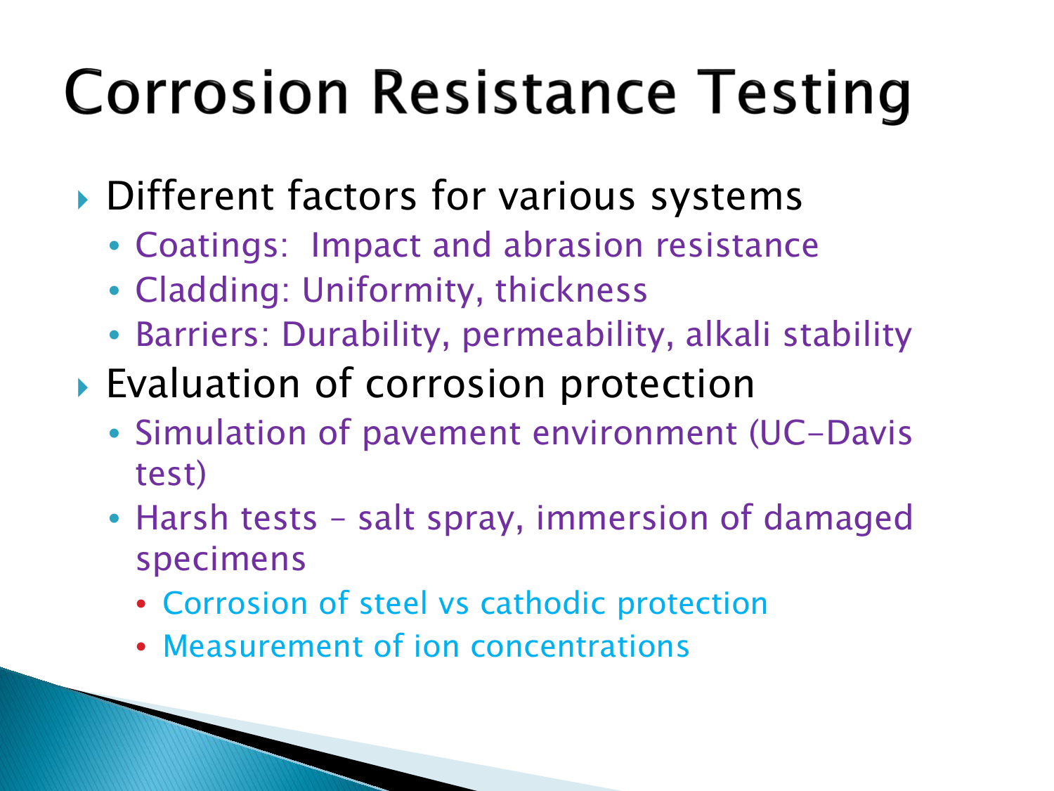# Corrosion Resistance Testing

- Different factors for various systems
  - Coatings:  Impact and abrasion resistance
  - Cladding: Uniformity, thickness
  - Barriers: Durability, permeability, alkali stability
- Evaluation of corrosion protection
  - Simulation of pavement environment (UC-Davis test)
  - Harsh tests – salt spray, immersion of damaged specimens
    - Corrosion of steel vs cathodic protection
    - Measurement of ion concentrations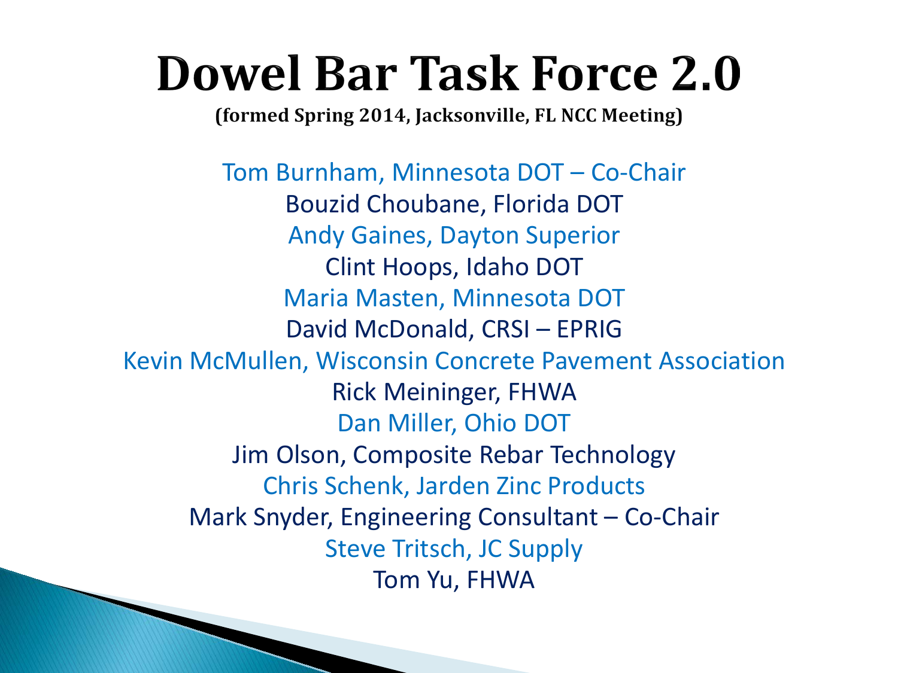# Dowel Bar Task Force 2.0

**(formed Spring 2014, Jacksonville, FL NCC Meeting)**

Tom Burnham, Minnesota DOT – Co-Chair
Bouzid Choubane, Florida DOT
Andy Gaines, Dayton Superior
Clint Hoops, Idaho DOT
Maria Masten, Minnesota DOT
David McDonald, CRSI – EPRIG
Kevin McMullen, Wisconsin Concrete Pavement Association
Rick Meininger, FHWA
Dan Miller, Ohio DOT
Jim Olson, Composite Rebar Technology
Chris Schenk, Jarden Zinc Products
Mark Snyder, Engineering Consultant – Co-Chair
Steve Tritsch, JC Supply
Tom Yu, FHWA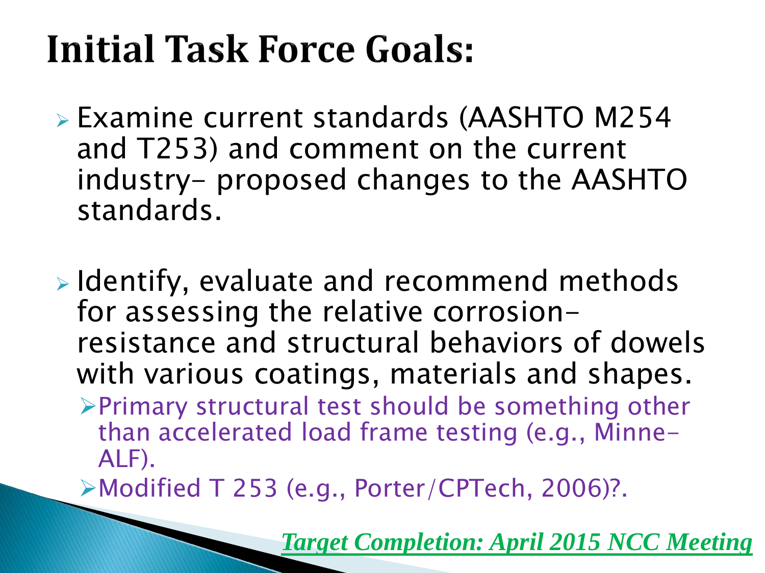# Initial Task Force Goals:

- Examine current standards (AASHTO M254 and T253) and comment on the current industry- proposed changes to the AASHTO standards.
- Identify, evaluate and recommend methods for assessing the relative corrosion-resistance and structural behaviors of dowels with various coatings, materials and shapes.
  - Primary structural test should be something other than accelerated load frame testing (e.g., Minne-ALF).
  - Modified T 253 (e.g., Porter/CPTech, 2006)?.

***Target Completion: April 2015 NCC Meeting***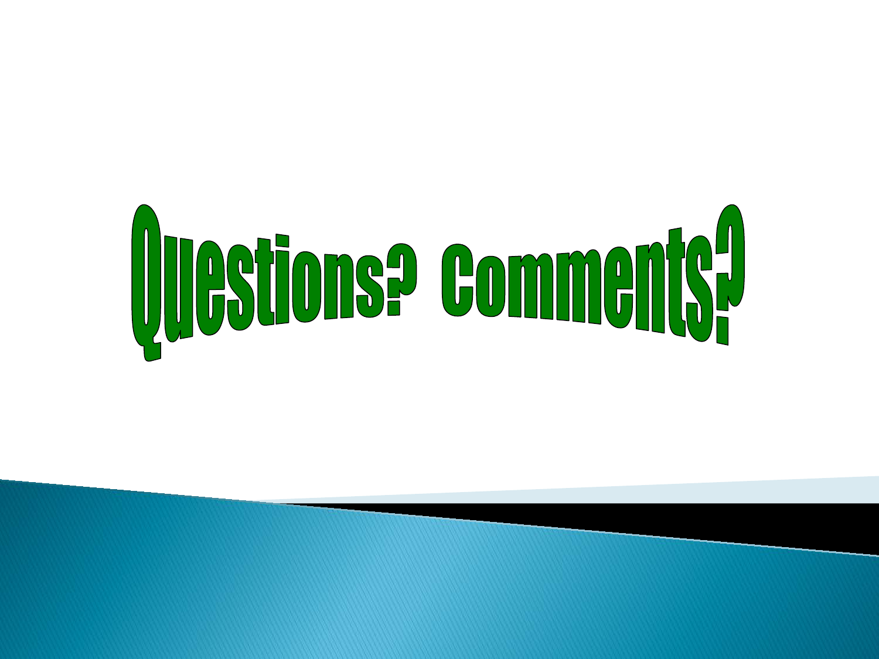# Questions? Comments?